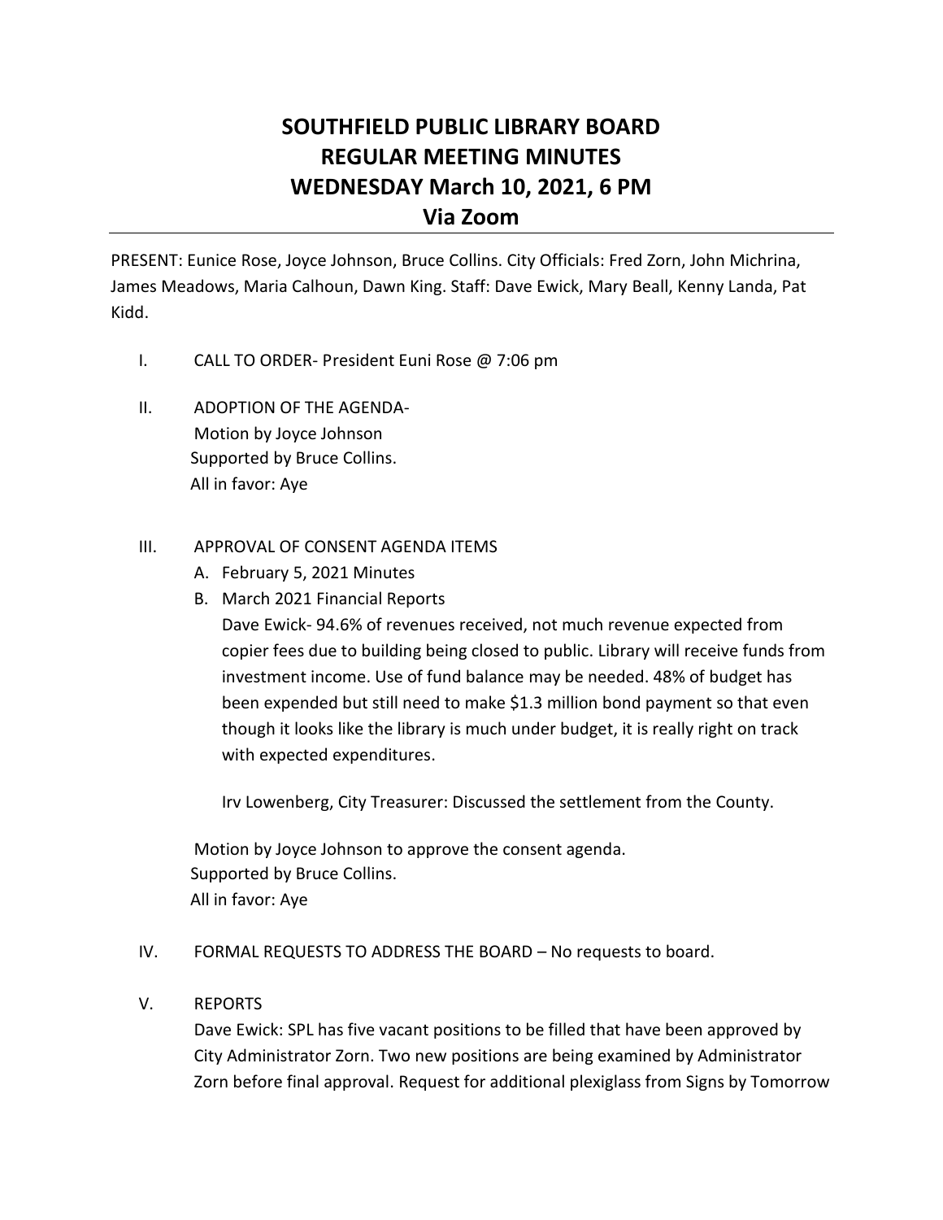# SOUTHFIELD PUBLIC LIBRARY BOARD
# REGULAR MEETING MINUTES
# WEDNESDAY March 10, 2021, 6 PM
# Via Zoom

---

PRESENT: Eunice Rose, Joyce Johnson, Bruce Collins. City Officials: Fred Zorn, John Michrina, James Meadows, Maria Calhoun, Dawn King. Staff: Dave Ewick, Mary Beall, Kenny Landa, Pat Kidd.

I. CALL TO ORDER- President Euni Rose @ 7:06 pm

II. ADOPTION OF THE AGENDA-
   Motion by Joyce Johnson
   Supported by Bruce Collins.
   All in favor: Aye

III. APPROVAL OF CONSENT AGENDA ITEMS
   A. February 5, 2021 Minutes
   B. March 2021 Financial Reports
      Dave Ewick- 94.6% of revenues received, not much revenue expected from copier fees due to building being closed to public. Library will receive funds from investment income. Use of fund balance may be needed. 48% of budget has been expended but still need to make $1.3 million bond payment so that even though it looks like the library is much under budget, it is really right on track with expected expenditures.

      Irv Lowenberg, City Treasurer: Discussed the settlement from the County.

   Motion by Joyce Johnson to approve the consent agenda.
   Supported by Bruce Collins.
   All in favor: Aye

IV. FORMAL REQUESTS TO ADDRESS THE BOARD – No requests to board.

V. REPORTS
   Dave Ewick: SPL has five vacant positions to be filled that have been approved by City Administrator Zorn. Two new positions are being examined by Administrator Zorn before final approval. Request for additional plexiglass from Signs by Tomorrow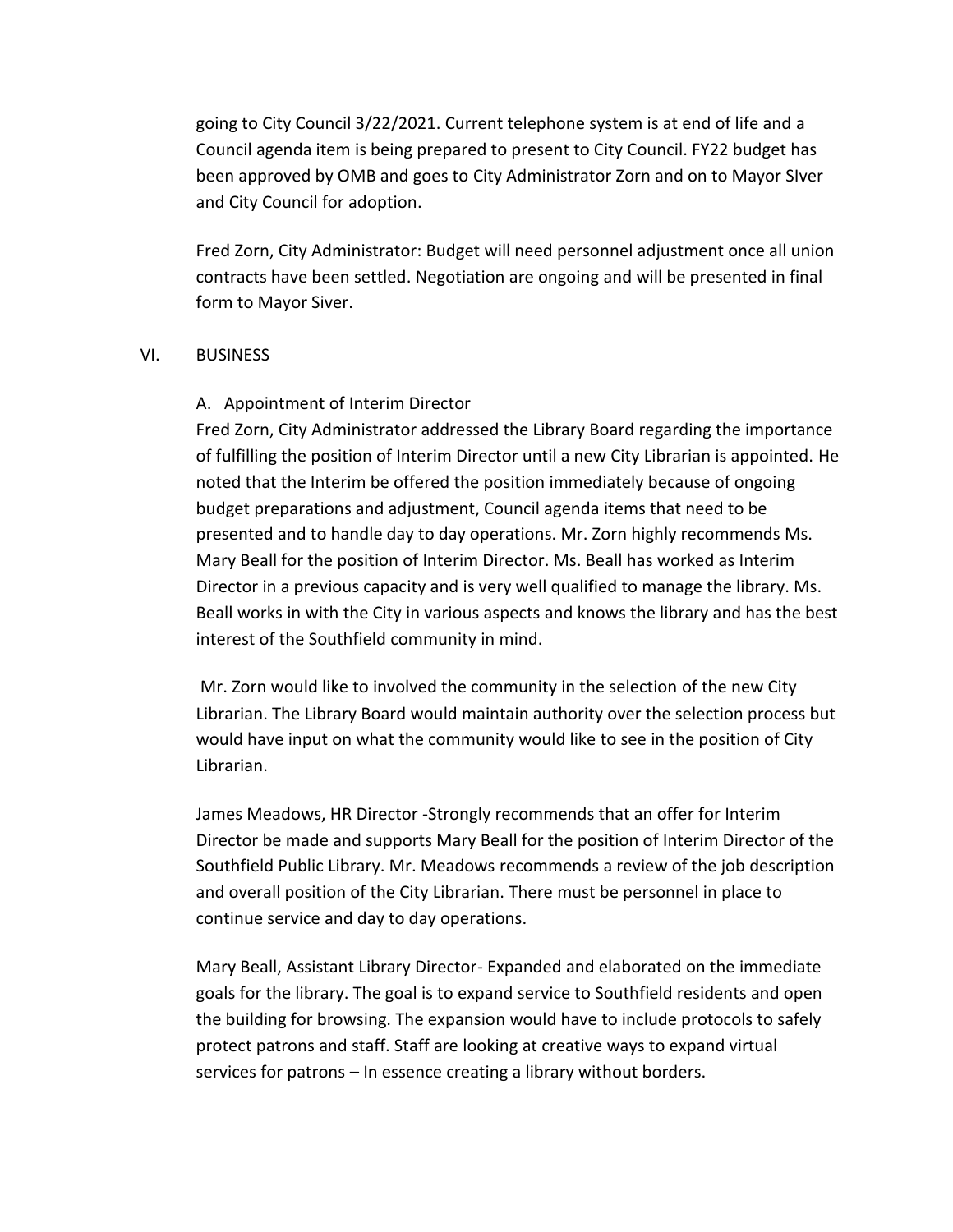going to City Council 3/22/2021. Current telephone system is at end of life and a Council agenda item is being prepared to present to City Council. FY22 budget has been approved by OMB and goes to City Administrator Zorn and on to Mayor SIver and City Council for adoption.

Fred Zorn, City Administrator: Budget will need personnel adjustment once all union contracts have been settled. Negotiation are ongoing and will be presented in final form to Mayor Siver.

VI. BUSINESS

A. Appointment of Interim Director

Fred Zorn, City Administrator addressed the Library Board regarding the importance of fulfilling the position of Interim Director until a new City Librarian is appointed. He noted that the Interim be offered the position immediately because of ongoing budget preparations and adjustment, Council agenda items that need to be presented and to handle day to day operations. Mr. Zorn highly recommends Ms. Mary Beall for the position of Interim Director. Ms. Beall has worked as Interim Director in a previous capacity and is very well qualified to manage the library. Ms. Beall works in with the City in various aspects and knows the library and has the best interest of the Southfield community in mind.

Mr. Zorn would like to involved the community in the selection of the new City Librarian. The Library Board would maintain authority over the selection process but would have input on what the community would like to see in the position of City Librarian.

James Meadows, HR Director -Strongly recommends that an offer for Interim Director be made and supports Mary Beall for the position of Interim Director of the Southfield Public Library. Mr. Meadows recommends a review of the job description and overall position of the City Librarian. There must be personnel in place to continue service and day to day operations.

Mary Beall, Assistant Library Director- Expanded and elaborated on the immediate goals for the library. The goal is to expand service to Southfield residents and open the building for browsing. The expansion would have to include protocols to safely protect patrons and staff. Staff are looking at creative ways to expand virtual services for patrons – In essence creating a library without borders.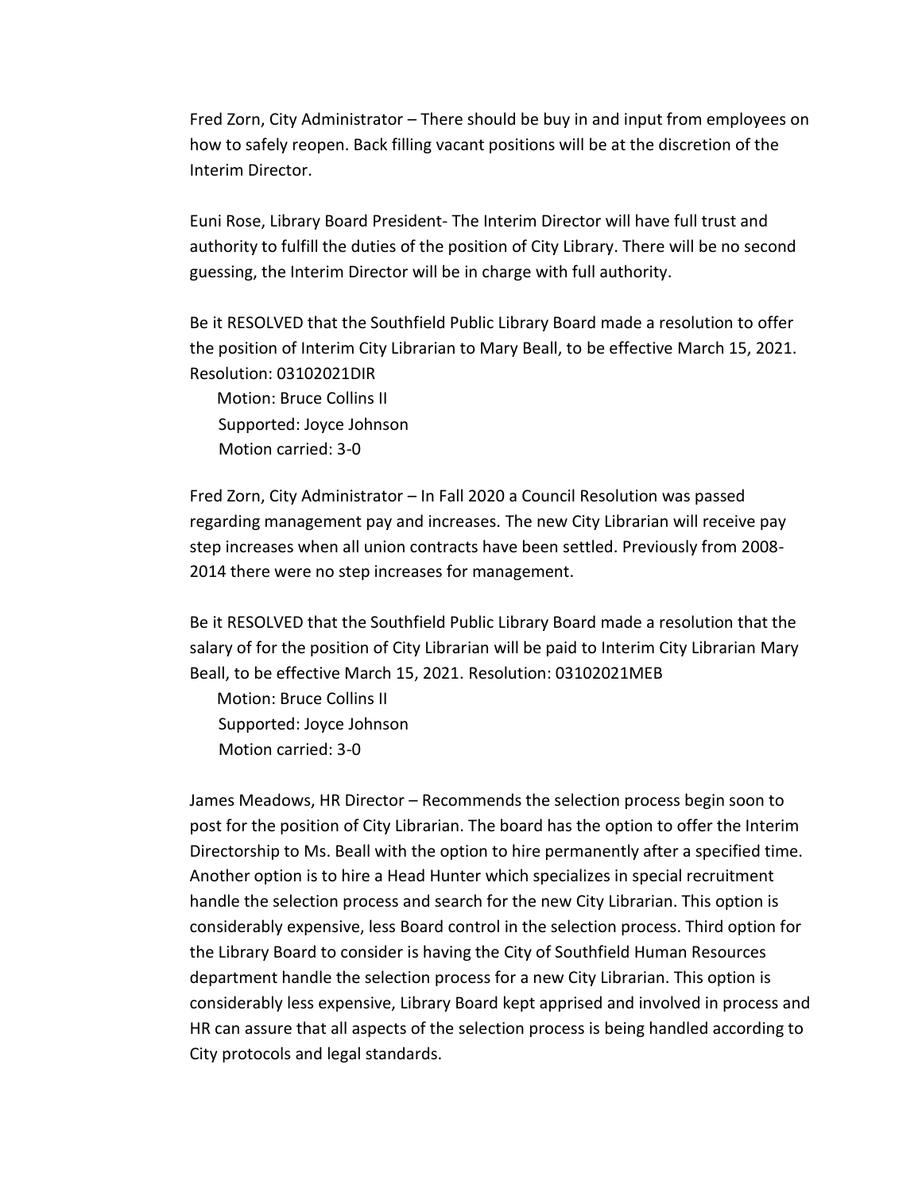Fred Zorn, City Administrator – There should be buy in and input from employees on how to safely reopen. Back filling vacant positions will be at the discretion of the Interim Director.

Euni Rose, Library Board President- The Interim Director will have full trust and authority to fulfill the duties of the position of City Library. There will be no second guessing, the Interim Director will be in charge with full authority.

Be it RESOLVED that the Southfield Public Library Board made a resolution to offer the position of Interim City Librarian to Mary Beall, to be effective March 15, 2021. Resolution: 03102021DIR

Motion: Bruce Collins II
Supported: Joyce Johnson
Motion carried: 3-0

Fred Zorn, City Administrator – In Fall 2020 a Council Resolution was passed regarding management pay and increases. The new City Librarian will receive pay step increases when all union contracts have been settled. Previously from 2008-2014 there were no step increases for management.

Be it RESOLVED that the Southfield Public Library Board made a resolution that the salary of for the position of City Librarian will be paid to Interim City Librarian Mary Beall, to be effective March 15, 2021. Resolution: 03102021MEB

Motion: Bruce Collins II
Supported: Joyce Johnson
Motion carried: 3-0

James Meadows, HR Director – Recommends the selection process begin soon to post for the position of City Librarian. The board has the option to offer the Interim Directorship to Ms. Beall with the option to hire permanently after a specified time. Another option is to hire a Head Hunter which specializes in special recruitment handle the selection process and search for the new City Librarian. This option is considerably expensive, less Board control in the selection process. Third option for the Library Board to consider is having the City of Southfield Human Resources department handle the selection process for a new City Librarian. This option is considerably less expensive, Library Board kept apprised and involved in process and HR can assure that all aspects of the selection process is being handled according to City protocols and legal standards.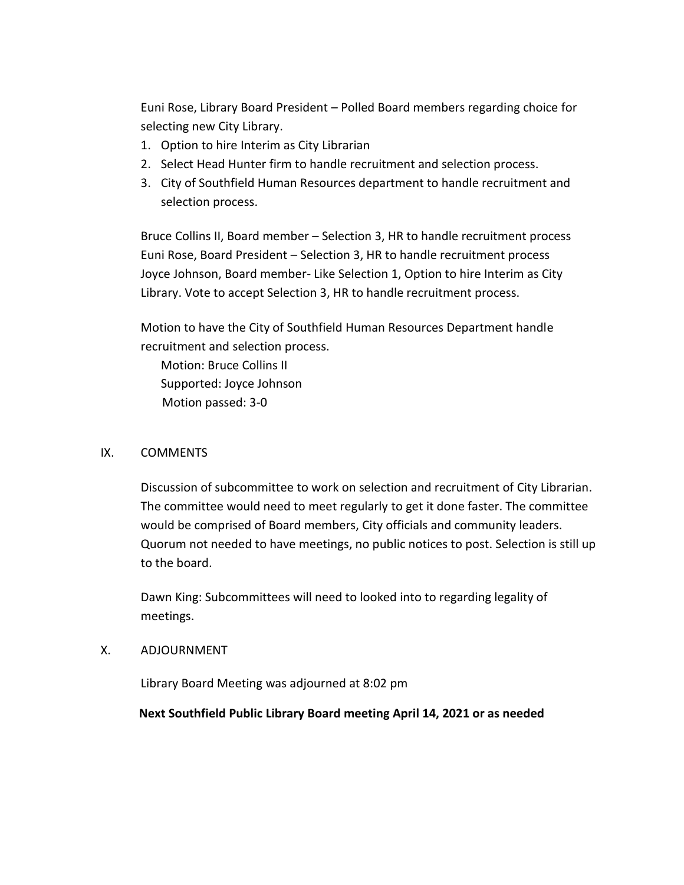Euni Rose, Library Board President – Polled Board members regarding choice for selecting new City Library.

1. Option to hire Interim as City Librarian
2. Select Head Hunter firm to handle recruitment and selection process.
3. City of Southfield Human Resources department to handle recruitment and selection process.

Bruce Collins II, Board member – Selection 3, HR to handle recruitment process
Euni Rose, Board President – Selection 3, HR to handle recruitment process
Joyce Johnson, Board member- Like Selection 1, Option to hire Interim as City Library. Vote to accept Selection 3, HR to handle recruitment process.

Motion to have the City of Southfield Human Resources Department handle recruitment and selection process.

Motion: Bruce Collins II
Supported: Joyce Johnson
Motion passed: 3-0

## IX. COMMENTS

Discussion of subcommittee to work on selection and recruitment of City Librarian. The committee would need to meet regularly to get it done faster. The committee would be comprised of Board members, City officials and community leaders. Quorum not needed to have meetings, no public notices to post. Selection is still up to the board.

Dawn King: Subcommittees will need to looked into to regarding legality of meetings.

## X. ADJOURNMENT

Library Board Meeting was adjourned at 8:02 pm

**Next Southfield Public Library Board meeting April 14, 2021 or as needed**